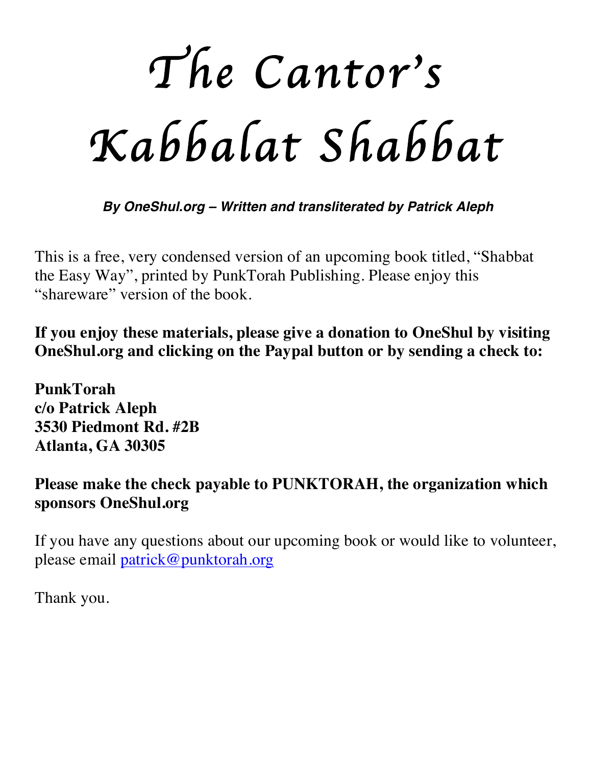# The Cantor's Kabbalat Shabbat

***By OneShul.org – Written and transliterated by Patrick Aleph***

This is a free, very condensed version of an upcoming book titled, "Shabbat the Easy Way", printed by PunkTorah Publishing. Please enjoy this "shareware" version of the book.

**If you enjoy these materials, please give a donation to OneShul by visiting OneShul.org and clicking on the Paypal button or by sending a check to:**

**PunkTorah**
**c/o Patrick Aleph**
**3530 Piedmont Rd. #2B**
**Atlanta, GA 30305**

**Please make the check payable to PUNKTORAH, the organization which sponsors OneShul.org**

If you have any questions about our upcoming book or would like to volunteer, please email patrick@punktorah.org

Thank you.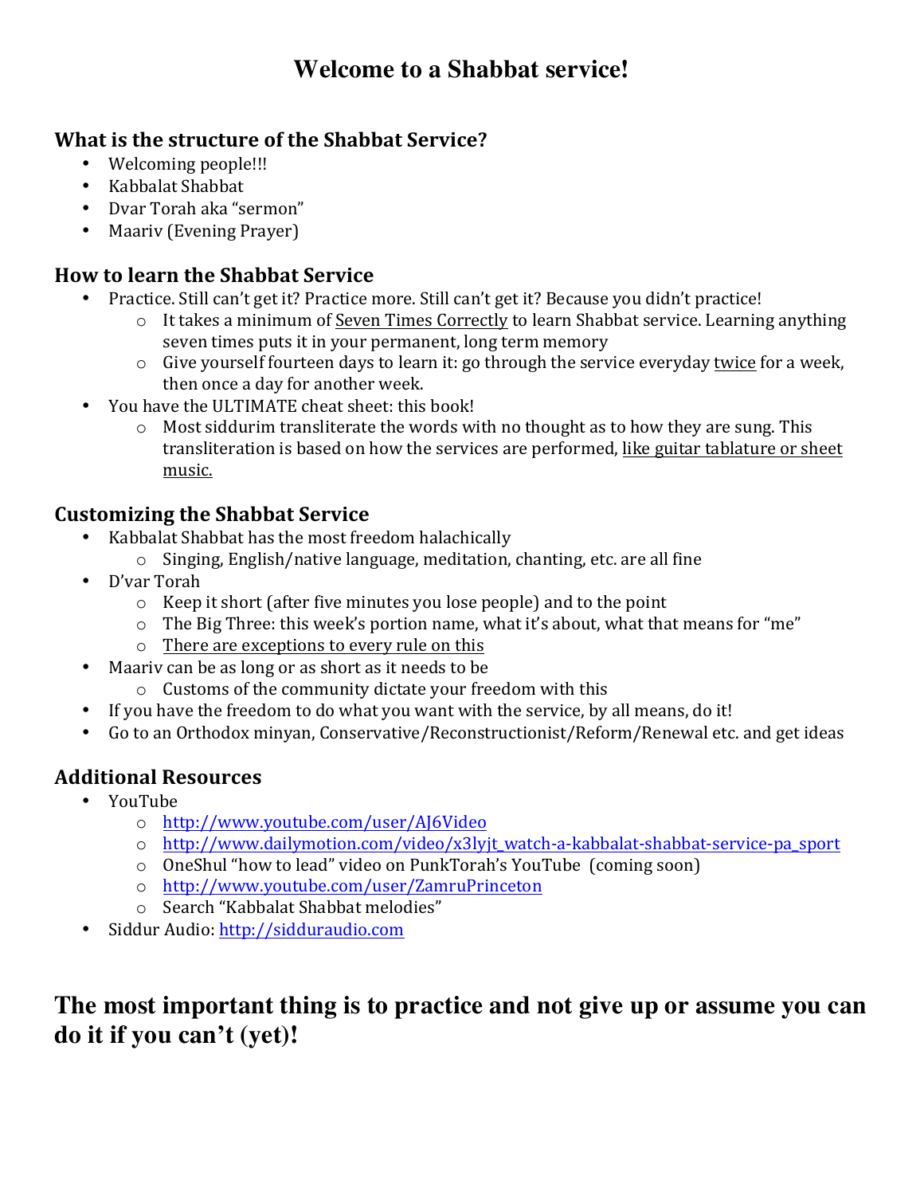# Welcome to a Shabbat service!

## What is the structure of the Shabbat Service?

- Welcoming people!!!
- Kabbalat Shabbat
- Dvar Torah aka "sermon"
- Maariv (Evening Prayer)

## How to learn the Shabbat Service

- Practice. Still can't get it? Practice more. Still can't get it? Because you didn't practice!
  - It takes a minimum of <u>Seven Times Correctly</u> to learn Shabbat service. Learning anything seven times puts it in your permanent, long term memory
  - Give yourself fourteen days to learn it: go through the service everyday <u>twice</u> for a week, then once a day for another week.
- You have the ULTIMATE cheat sheet: this book!
  - Most siddurim transliterate the words with no thought as to how they are sung. This transliteration is based on how the services are performed, <u>like guitar tablature or sheet music.</u>

## Customizing the Shabbat Service

- Kabbalat Shabbat has the most freedom halachically
  - Singing, English/native language, meditation, chanting, etc. are all fine
- D'var Torah
  - Keep it short (after five minutes you lose people) and to the point
  - The Big Three: this week's portion name, what it's about, what that means for "me"
  - <u>There are exceptions to every rule on this</u>
- Maariv can be as long or as short as it needs to be
  - Customs of the community dictate your freedom with this
- If you have the freedom to do what you want with the service, by all means, do it!
- Go to an Orthodox minyan, Conservative/Reconstructionist/Reform/Renewal etc. and get ideas

## Additional Resources

- YouTube
  - http://www.youtube.com/user/AJ6Video
  - http://www.dailymotion.com/video/x3lyjt_watch-a-kabbalat-shabbat-service-pa_sport
  - OneShul "how to lead" video on PunkTorah's YouTube (coming soon)
  - http://www.youtube.com/user/ZamruPrinceton
  - Search "Kabbalat Shabbat melodies"
- Siddur Audio: http://sidduraudio.com

**The most important thing is to practice and not give up or assume you can do it if you can't (yet)!**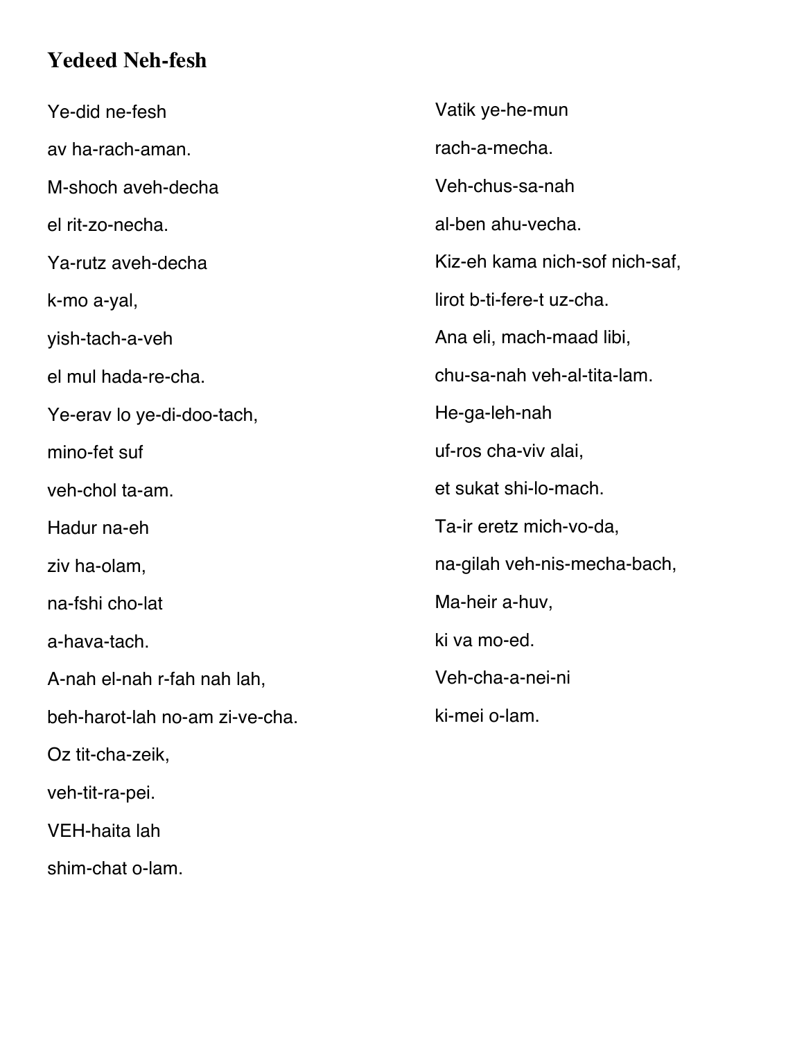## Yedeed Neh-fesh

Ye-did ne-fesh

av ha-rach-aman.

M-shoch aveh-decha

el rit-zo-necha.

Ya-rutz aveh-decha

k-mo a-yal,

yish-tach-a-veh

el mul hada-re-cha.

Ye-erav lo ye-di-doo-tach,

mino-fet suf

veh-chol ta-am.

Hadur na-eh

ziv ha-olam,

na-fshi cho-lat

a-hava-tach.

A-nah el-nah r-fah nah lah,

beh-harot-lah no-am zi-ve-cha.

Oz tit-cha-zeik,

veh-tit-ra-pei.

VEH-haita lah

shim-chat o-lam.

Vatik ye-he-mun

rach-a-mecha.

Veh-chus-sa-nah

al-ben ahu-vecha.

Kiz-eh kama nich-sof nich-saf,

lirot b-ti-fere-t uz-cha.

Ana eli, mach-maad libi,

chu-sa-nah veh-al-tita-lam.

He-ga-leh-nah

uf-ros cha-viv alai,

et sukat shi-lo-mach.

Ta-ir eretz mich-vo-da,

na-gilah veh-nis-mecha-bach,

Ma-heir a-huv,

ki va mo-ed.

Veh-cha-a-nei-ni

ki-mei o-lam.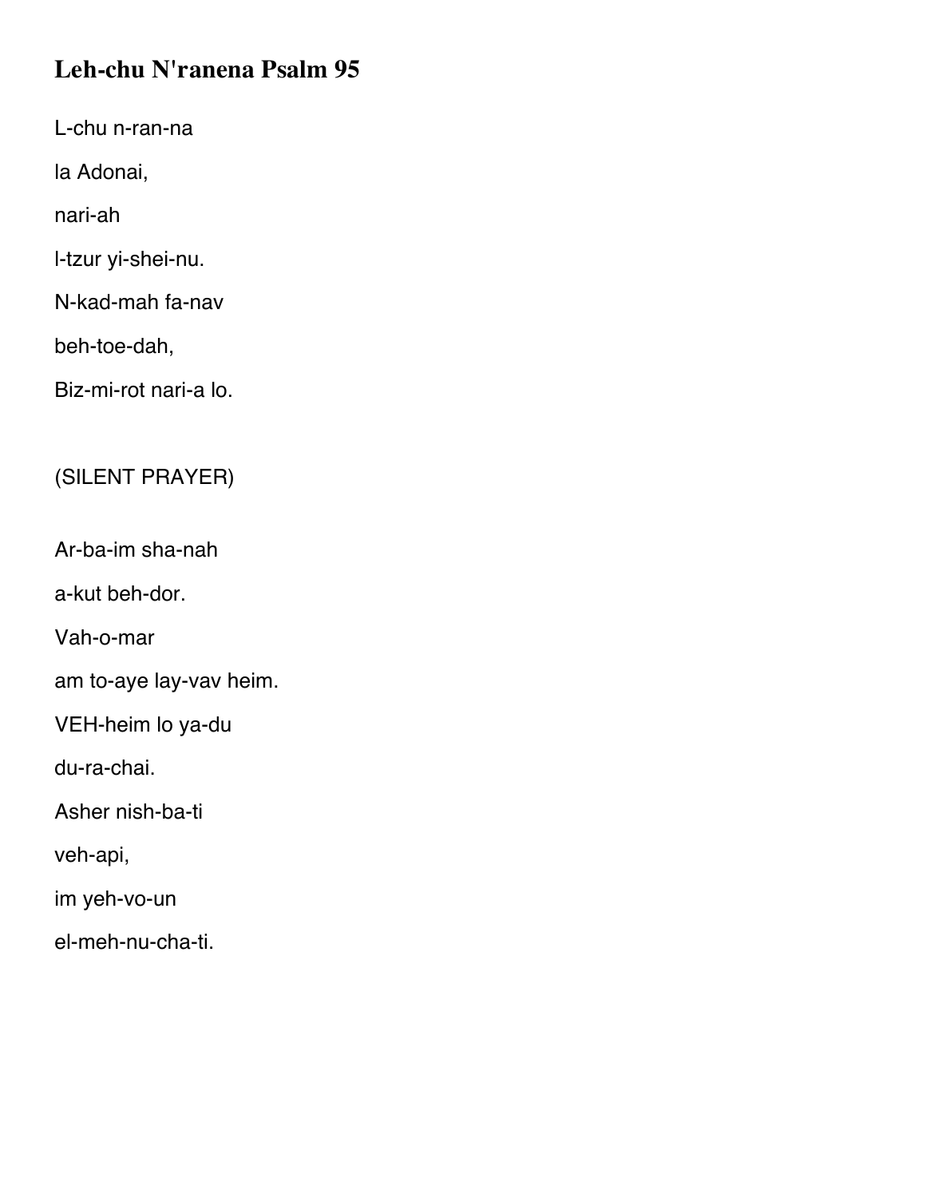## Leh-chu N'ranena Psalm 95

L-chu n-ran-na

la Adonai,

nari-ah

l-tzur yi-shei-nu.

N-kad-mah fa-nav

beh-toe-dah,

Biz-mi-rot nari-a lo.

(SILENT PRAYER)

Ar-ba-im sha-nah

a-kut beh-dor.

Vah-o-mar

am to-aye lay-vav heim.

VEH-heim lo ya-du

du-ra-chai.

Asher nish-ba-ti

veh-api,

im yeh-vo-un

el-meh-nu-cha-ti.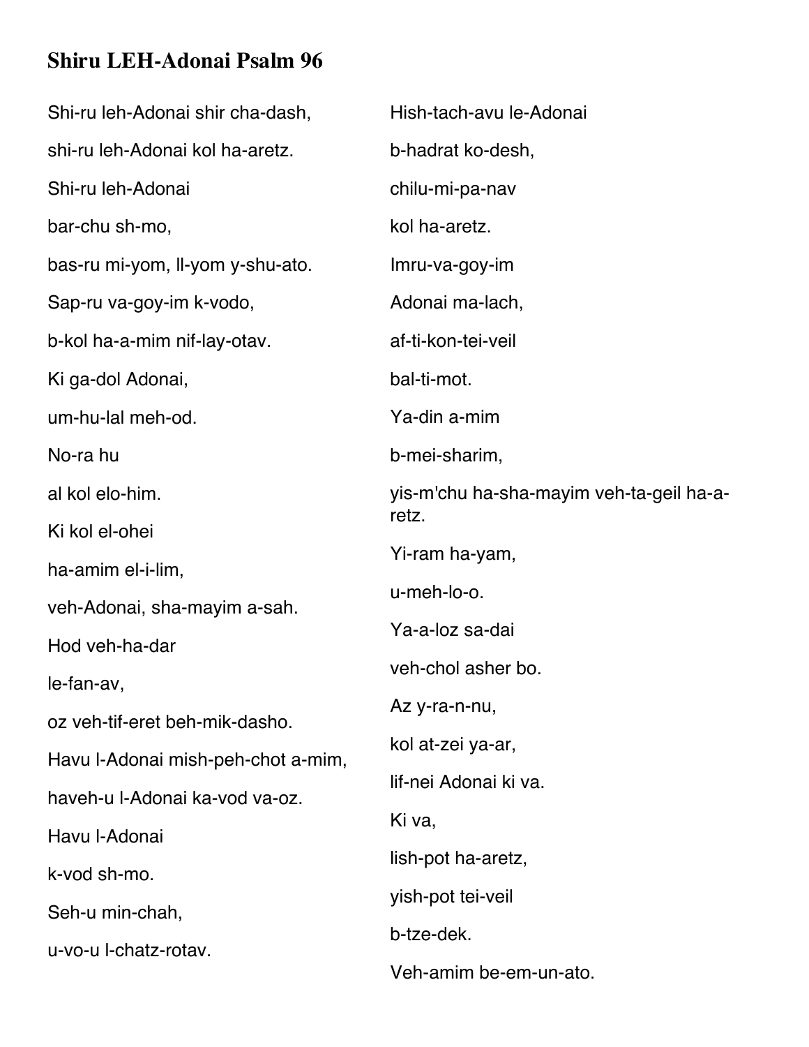# Shiru LEH-Adonai Psalm 96

Shi-ru leh-Adonai shir cha-dash,

shi-ru leh-Adonai kol ha-aretz.

Shi-ru leh-Adonai

bar-chu sh-mo,

bas-ru mi-yom, ll-yom y-shu-ato.

Sap-ru va-goy-im k-vodo,

b-kol ha-a-mim nif-lay-otav.

Ki ga-dol Adonai,

um-hu-lal meh-od.

No-ra hu

al kol elo-him.

Ki kol el-ohei

ha-amim el-i-lim,

veh-Adonai, sha-mayim a-sah.

Hod veh-ha-dar

le-fan-av,

oz veh-tif-eret beh-mik-dasho.

Havu l-Adonai mish-peh-chot a-mim,

haveh-u l-Adonai ka-vod va-oz.

Havu l-Adonai

k-vod sh-mo.

Seh-u min-chah,

u-vo-u l-chatz-rotav.

Hish-tach-avu le-Adonai

b-hadrat ko-desh,

chilu-mi-pa-nav

kol ha-aretz.

Imru-va-goy-im

Adonai ma-lach,

af-ti-kon-tei-veil

bal-ti-mot.

Ya-din a-mim

b-mei-sharim,

yis-m'chu ha-sha-mayim veh-ta-geil ha-a-retz.

Yi-ram ha-yam,

u-meh-lo-o.

Ya-a-loz sa-dai

veh-chol asher bo.

Az y-ra-n-nu,

kol at-zei ya-ar,

lif-nei Adonai ki va.

Ki va,

lish-pot ha-aretz,

yish-pot tei-veil

b-tze-dek.

Veh-amim be-em-un-ato.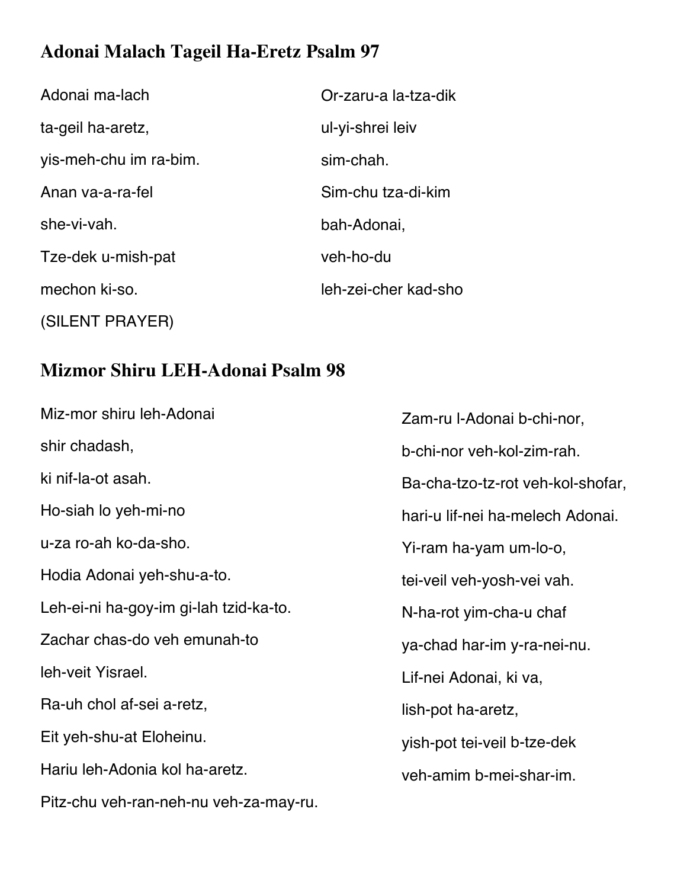## Adonai Malach Tageil Ha-Eretz Psalm 97

Adonai ma-lach

ta-geil ha-aretz,

yis-meh-chu im ra-bim.

Anan va-a-ra-fel

she-vi-vah.

Tze-dek u-mish-pat

mechon ki-so.

(SILENT PRAYER)

Or-zaru-a la-tza-dik

ul-yi-shrei leiv

sim-chah.

Sim-chu tza-di-kim

bah-Adonai,

veh-ho-du

leh-zei-cher kad-sho

## Mizmor Shiru LEH-Adonai Psalm 98

Miz-mor shiru leh-Adonai

shir chadash,

ki nif-la-ot asah.

Ho-siah lo yeh-mi-no

u-za ro-ah ko-da-sho.

Hodia Adonai yeh-shu-a-to.

Leh-ei-ni ha-goy-im gi-lah tzid-ka-to.

Zachar chas-do veh emunah-to

leh-veit Yisrael.

Ra-uh chol af-sei a-retz,

Eit yeh-shu-at Eloheinu.

Hariu leh-Adonia kol ha-aretz.

Pitz-chu veh-ran-neh-nu veh-za-may-ru.

Zam-ru l-Adonai b-chi-nor,

b-chi-nor veh-kol-zim-rah.

Ba-cha-tzo-tz-rot veh-kol-shofar,

hari-u lif-nei ha-melech Adonai.

Yi-ram ha-yam um-lo-o,

tei-veil veh-yosh-vei vah.

N-ha-rot yim-cha-u chaf

ya-chad har-im y-ra-nei-nu.

Lif-nei Adonai, ki va,

lish-pot ha-aretz,

yish-pot tei-veil b-tze-dek

veh-amim b-mei-shar-im.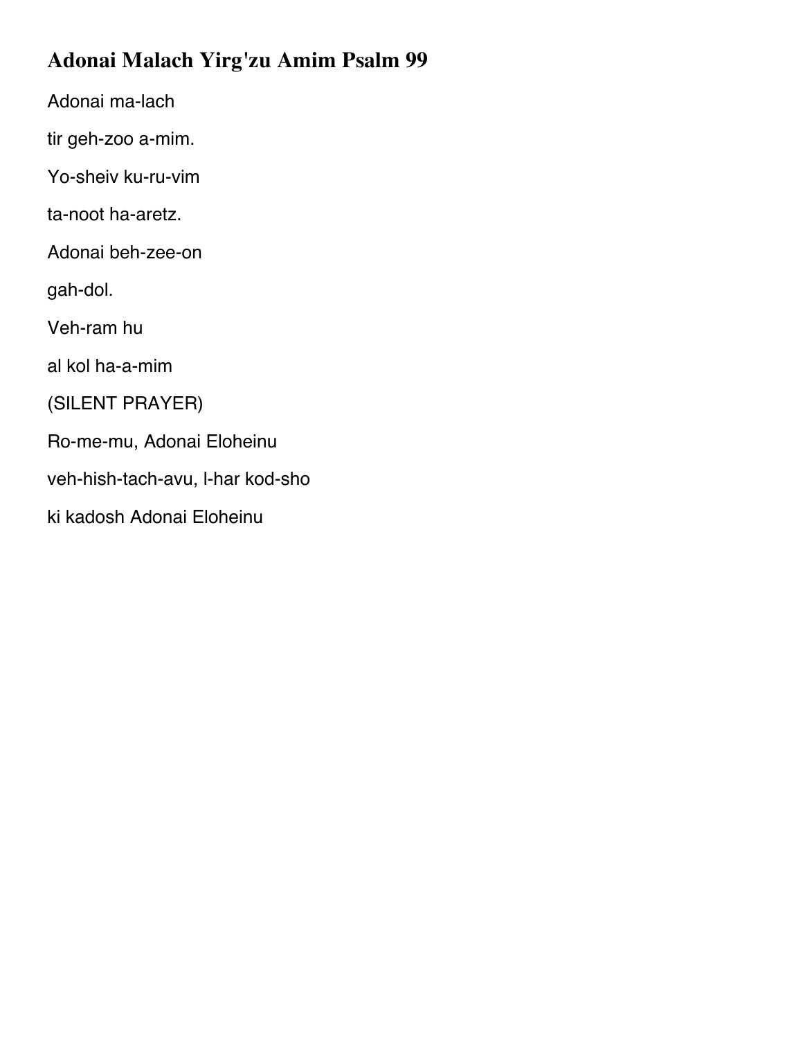# Adonai Malach Yirg'zu Amim Psalm 99

Adonai ma-lach

tir geh-zoo a-mim.

Yo-sheiv ku-ru-vim

ta-noot ha-aretz.

Adonai beh-zee-on

gah-dol.

Veh-ram hu

al kol ha-a-mim

(SILENT PRAYER)

Ro-me-mu, Adonai Eloheinu

veh-hish-tach-avu, l-har kod-sho

ki kadosh Adonai Eloheinu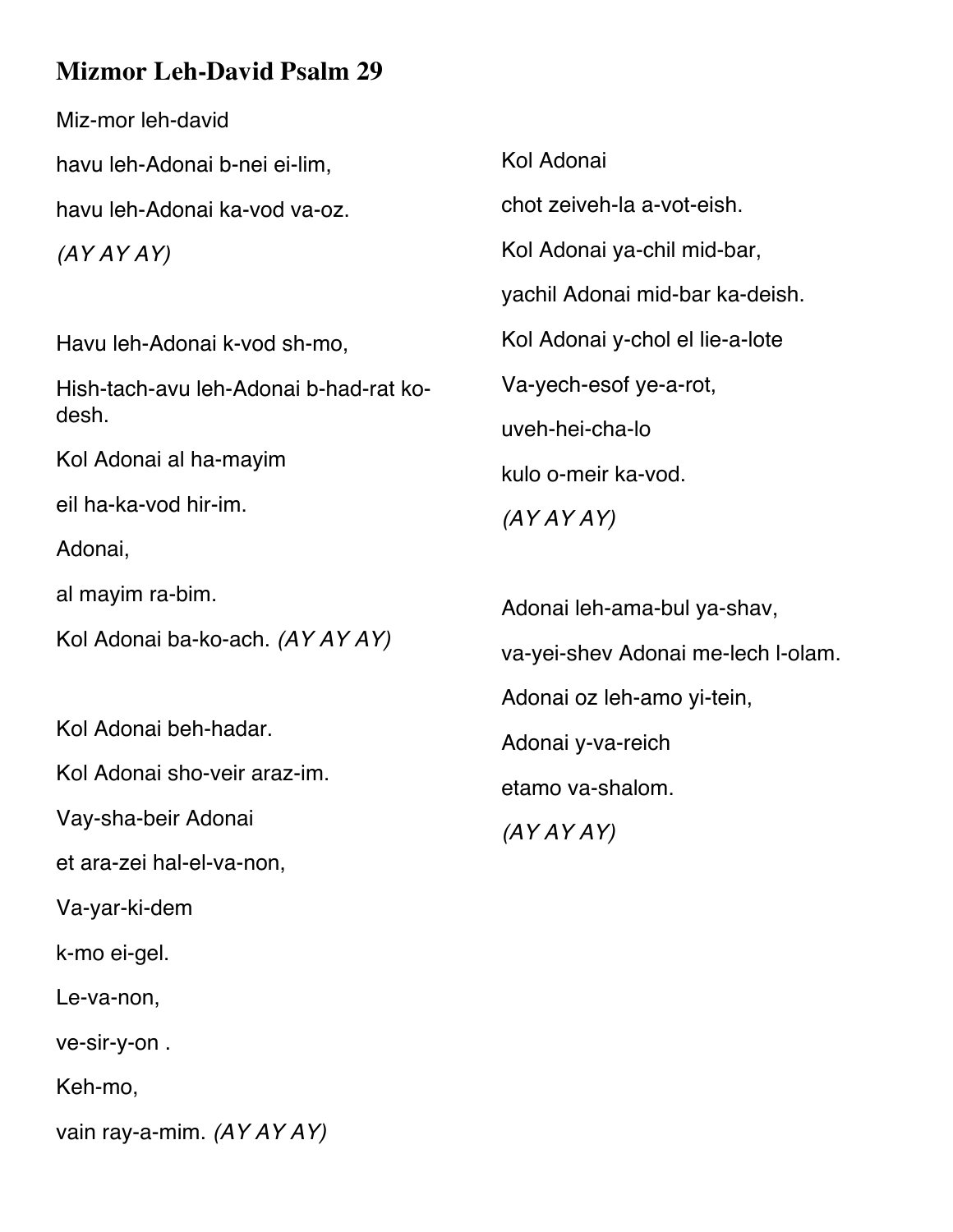# Mizmor Leh-David Psalm 29

Miz-mor leh-david

havu leh-Adonai b-nei ei-lim,

havu leh-Adonai ka-vod va-oz.

*(AY AY AY)*

Havu leh-Adonai k-vod sh-mo,

Hish-tach-avu leh-Adonai b-had-rat ko-desh.

Kol Adonai al ha-mayim

eil ha-ka-vod hir-im.

Adonai,

al mayim ra-bim.

Kol Adonai ba-ko-ach. *(AY AY AY)*

Kol Adonai beh-hadar.

Kol Adonai sho-veir araz-im.

Vay-sha-beir Adonai

et ara-zei hal-el-va-non,

Va-yar-ki-dem

k-mo ei-gel.

Le-va-non,

ve-sir-y-on .

Keh-mo,

vain ray-a-mim. *(AY AY AY)*

Kol Adonai

chot zeiveh-la a-vot-eish.

Kol Adonai ya-chil mid-bar,

yachil Adonai mid-bar ka-deish.

Kol Adonai y-chol el lie-a-lote

Va-yech-esof ye-a-rot,

uveh-hei-cha-lo

kulo o-meir ka-vod.

*(AY AY AY)*

Adonai leh-ama-bul ya-shav,

va-yei-shev Adonai me-lech l-olam.

Adonai oz leh-amo yi-tein,

Adonai y-va-reich

etamo va-shalom.

*(AY AY AY)*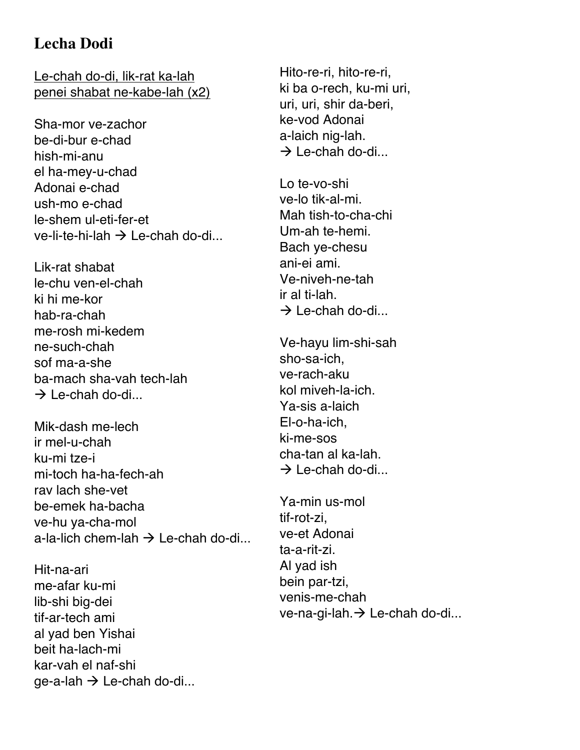# Lecha Dodi

<u>Le-chah do-di, lik-rat ka-lah</u>
<u>penei shabat ne-kabe-lah (x2)</u>

Sha-mor ve-zachor
be-di-bur e-chad
hish-mi-anu
el ha-mey-u-chad
Adonai e-chad
ush-mo e-chad
le-shem ul-eti-fer-et
ve-li-te-hi-lah → Le-chah do-di...

Lik-rat shabat
le-chu ven-el-chah
ki hi me-kor
hab-ra-chah
me-rosh mi-kedem
ne-such-chah
sof ma-a-she
ba-mach sha-vah tech-lah
→ Le-chah do-di...

Mik-dash me-lech
ir mel-u-chah
ku-mi tze-i
mi-toch ha-ha-fech-ah
rav lach she-vet
be-emek ha-bacha
ve-hu ya-cha-mol
a-la-lich chem-lah → Le-chah do-di...

Hit-na-ari
me-afar ku-mi
lib-shi big-dei
tif-ar-tech ami
al yad ben Yishai
beit ha-lach-mi
kar-vah el naf-shi
ge-a-lah → Le-chah do-di...

Hito-re-ri, hito-re-ri,
ki ba o-rech, ku-mi uri,
uri, uri, shir da-beri,
ke-vod Adonai
a-laich nig-lah.
→ Le-chah do-di...

Lo te-vo-shi
ve-lo tik-al-mi.
Mah tish-to-cha-chi
Um-ah te-hemi.
Bach ye-chesu
ani-ei ami.
Ve-niveh-ne-tah
ir al ti-lah.
→ Le-chah do-di...

Ve-hayu lim-shi-sah
sho-sa-ich,
ve-rach-aku
kol miveh-la-ich.
Ya-sis a-laich
El-o-ha-ich,
ki-me-sos
cha-tan al ka-lah.
→ Le-chah do-di...

Ya-min us-mol
tif-rot-zi,
ve-et Adonai
ta-a-rit-zi.
Al yad ish
bein par-tzi,
venis-me-chah
ve-na-gi-lah.→ Le-chah do-di...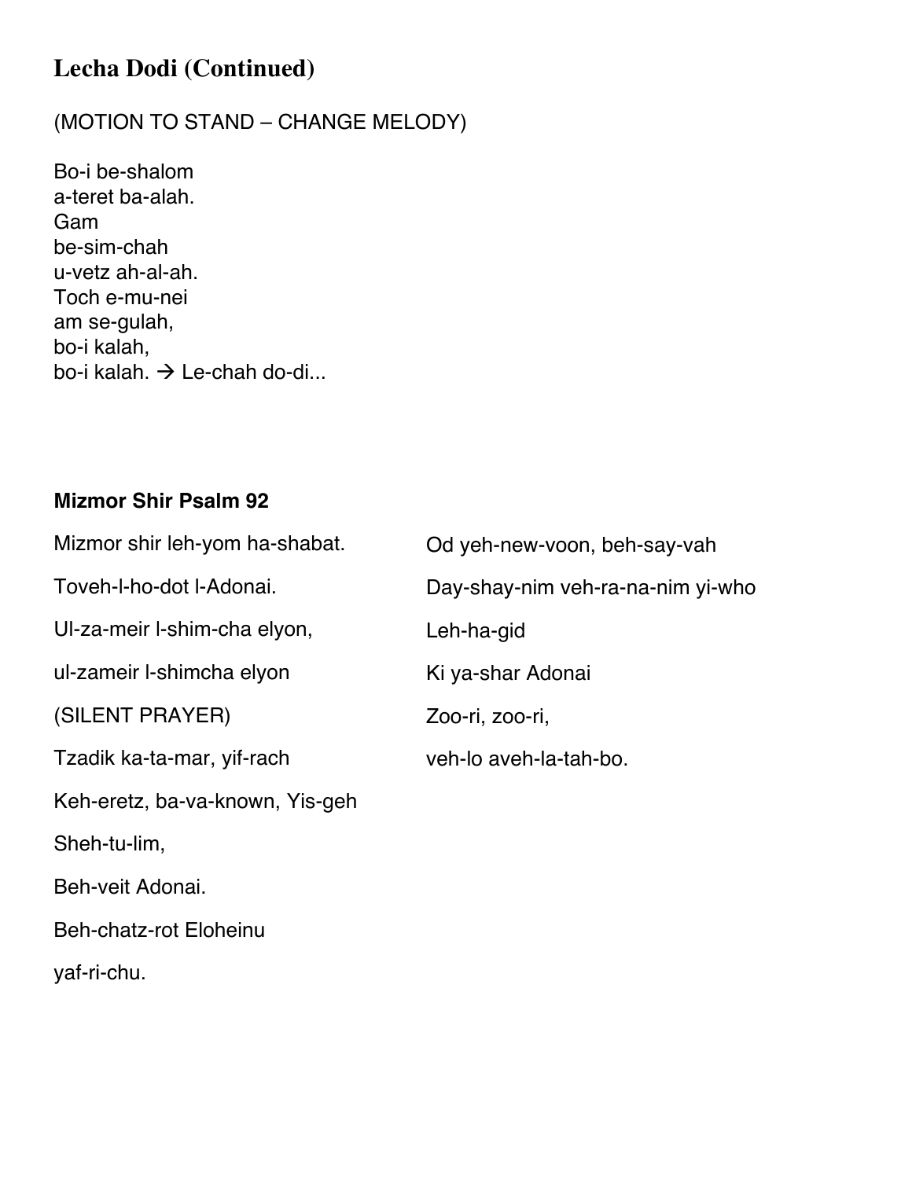# Lecha Dodi (Continued)

(MOTION TO STAND – CHANGE MELODY)

Bo-i be-shalom  
a-teret ba-alah.  
Gam  
be-sim-chah  
u-vetz ah-al-ah.  
Toch e-mu-nei  
am se-gulah,  
bo-i kalah,  
bo-i kalah. → Le-chah do-di...

### Mizmor Shir Psalm 92

Mizmor shir leh-yom ha-shabat.

Toveh-l-ho-dot l-Adonai.

Ul-za-meir l-shim-cha elyon,

ul-zameir l-shimcha elyon

(SILENT PRAYER)

Tzadik ka-ta-mar, yif-rach

Keh-eretz, ba-va-known, Yis-geh

Sheh-tu-lim,

Beh-veit Adonai.

Beh-chatz-rot Eloheinu

yaf-ri-chu.

Od yeh-new-voon, beh-say-vah

Day-shay-nim veh-ra-na-nim yi-who

Leh-ha-gid

Ki ya-shar Adonai

Zoo-ri, zoo-ri,

veh-lo aveh-la-tah-bo.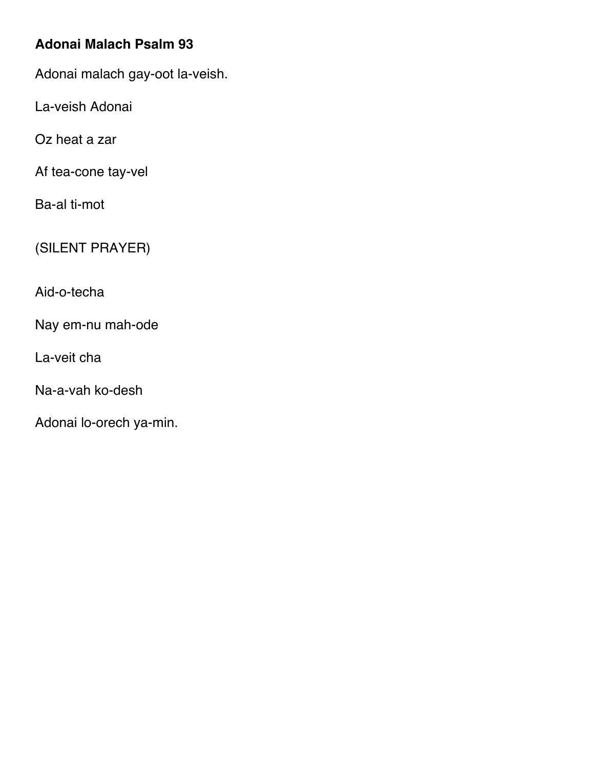**Adonai Malach Psalm 93**

Adonai malach gay-oot la-veish.

La-veish Adonai

Oz heat a zar

Af tea-cone tay-vel

Ba-al ti-mot

(SILENT PRAYER)

Aid-o-techa

Nay em-nu mah-ode

La-veit cha

Na-a-vah ko-desh

Adonai lo-orech ya-min.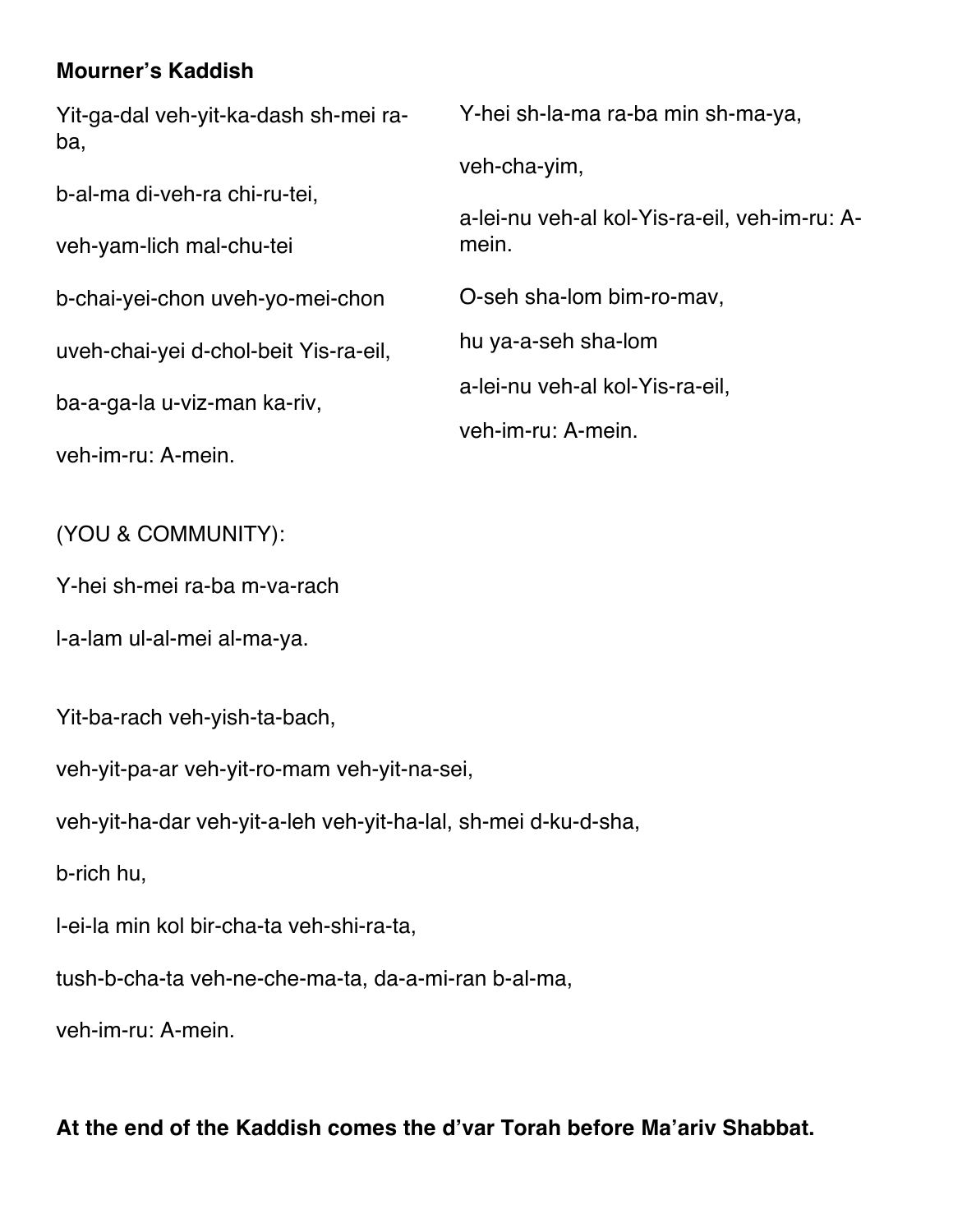**Mourner's Kaddish**

Yit-ga-dal veh-yit-ka-dash sh-mei ra-ba,

b-al-ma di-veh-ra chi-ru-tei,

veh-yam-lich mal-chu-tei

b-chai-yei-chon uveh-yo-mei-chon

uveh-chai-yei d-chol-beit Yis-ra-eil,

ba-a-ga-la u-viz-man ka-riv,

veh-im-ru: A-mein.

Y-hei sh-la-ma ra-ba min sh-ma-ya,

veh-cha-yim,

a-lei-nu veh-al kol-Yis-ra-eil, veh-im-ru: A-mein.

O-seh sha-lom bim-ro-mav,

hu ya-a-seh sha-lom

a-lei-nu veh-al kol-Yis-ra-eil,

veh-im-ru: A-mein.

(YOU & COMMUNITY):

Y-hei sh-mei ra-ba m-va-rach

l-a-lam ul-al-mei al-ma-ya.

Yit-ba-rach veh-yish-ta-bach,

veh-yit-pa-ar veh-yit-ro-mam veh-yit-na-sei,

veh-yit-ha-dar veh-yit-a-leh veh-yit-ha-lal, sh-mei d-ku-d-sha,

b-rich hu,

l-ei-la min kol bir-cha-ta veh-shi-ra-ta,

tush-b-cha-ta veh-ne-che-ma-ta, da-a-mi-ran b-al-ma,

veh-im-ru: A-mein.

**At the end of the Kaddish comes the d'var Torah before Ma'ariv Shabbat.**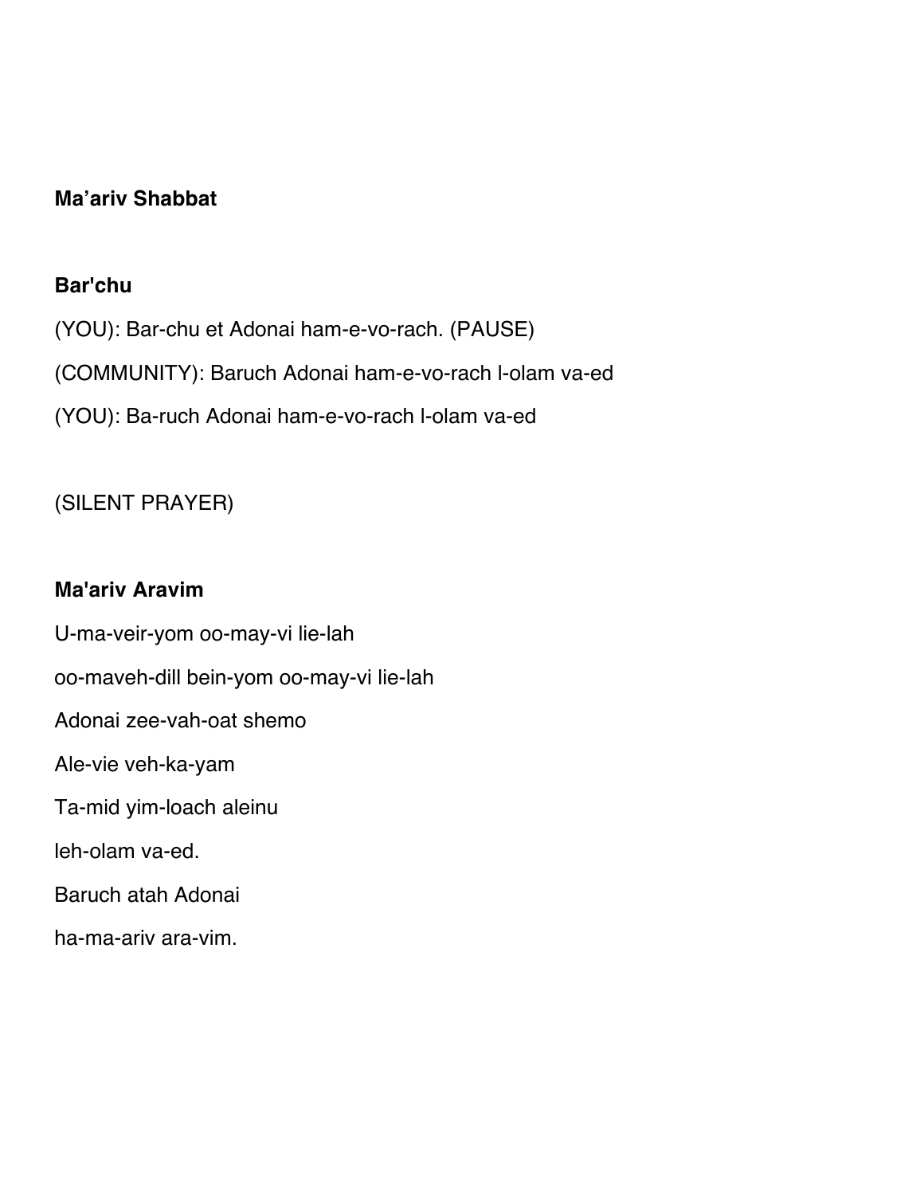**Ma’ariv Shabbat**

**Bar'chu**

(YOU): Bar-chu et Adonai ham-e-vo-rach. (PAUSE)

(COMMUNITY): Baruch Adonai ham-e-vo-rach l-olam va-ed

(YOU): Ba-ruch Adonai ham-e-vo-rach l-olam va-ed

(SILENT PRAYER)

**Ma'ariv Aravim**

U-ma-veir-yom oo-may-vi lie-lah

oo-maveh-dill bein-yom oo-may-vi lie-lah

Adonai zee-vah-oat shemo

Ale-vie veh-ka-yam

Ta-mid yim-loach aleinu

leh-olam va-ed.

Baruch atah Adonai

ha-ma-ariv ara-vim.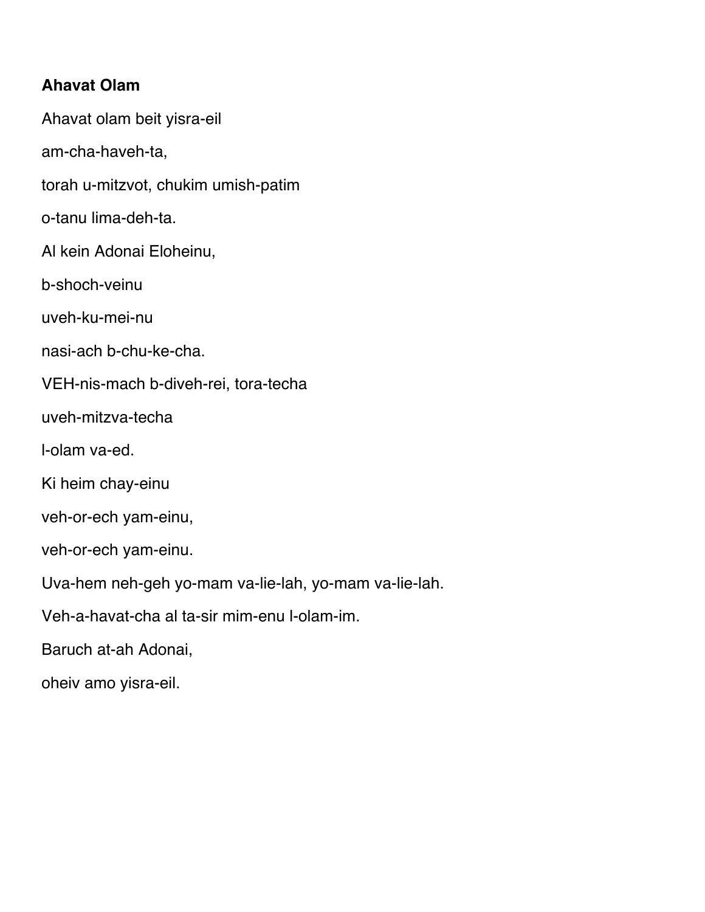**Ahavat Olam**

Ahavat olam beit yisra-eil

am-cha-haveh-ta,

torah u-mitzvot, chukim umish-patim

o-tanu lima-deh-ta.

Al kein Adonai Eloheinu,

b-shoch-veinu

uveh-ku-mei-nu

nasi-ach b-chu-ke-cha.

VEH-nis-mach b-diveh-rei, tora-techa

uveh-mitzva-techa

l-olam va-ed.

Ki heim chay-einu

veh-or-ech yam-einu,

veh-or-ech yam-einu.

Uva-hem neh-geh yo-mam va-lie-lah, yo-mam va-lie-lah.

Veh-a-havat-cha al ta-sir mim-enu l-olam-im.

Baruch at-ah Adonai,

oheiv amo yisra-eil.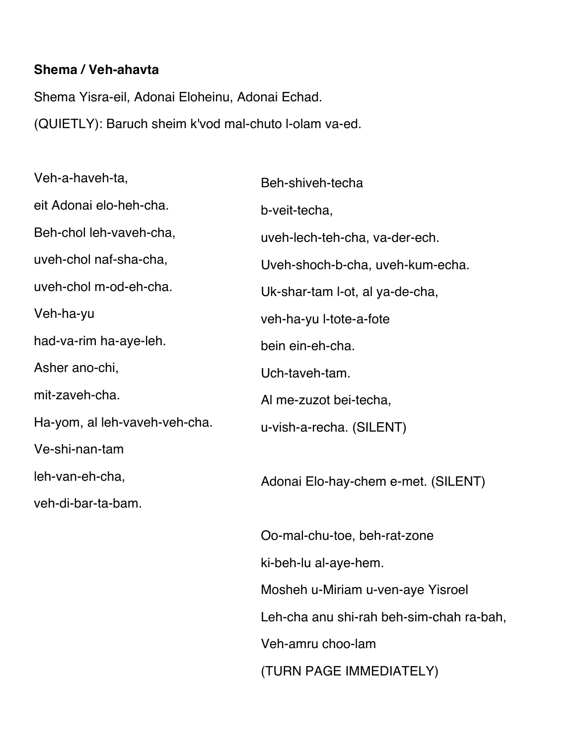**Shema / Veh-ahavta**

Shema Yisra-eil, Adonai Eloheinu, Adonai Echad.

(QUIETLY): Baruch sheim k'vod mal-chuto l-olam va-ed.

Veh-a-haveh-ta,

eit Adonai elo-heh-cha.

Beh-chol leh-vaveh-cha,

uveh-chol naf-sha-cha,

uveh-chol m-od-eh-cha.

Veh-ha-yu

had-va-rim ha-aye-leh.

Asher ano-chi,

mit-zaveh-cha.

Ha-yom, al leh-vaveh-veh-cha.

Ve-shi-nan-tam

leh-van-eh-cha,

veh-di-bar-ta-bam.

Beh-shiveh-techa

b-veit-techa,

uveh-lech-teh-cha, va-der-ech.

Uveh-shoch-b-cha, uveh-kum-echa.

Uk-shar-tam l-ot, al ya-de-cha,

veh-ha-yu l-tote-a-fote

bein ein-eh-cha.

Uch-taveh-tam.

Al me-zuzot bei-techa,

u-vish-a-recha. (SILENT)

Adonai Elo-hay-chem e-met. (SILENT)

Oo-mal-chu-toe, beh-rat-zone

ki-beh-lu al-aye-hem.

Mosheh u-Miriam u-ven-aye Yisroel

Leh-cha anu shi-rah beh-sim-chah ra-bah,

Veh-amru choo-lam

(TURN PAGE IMMEDIATELY)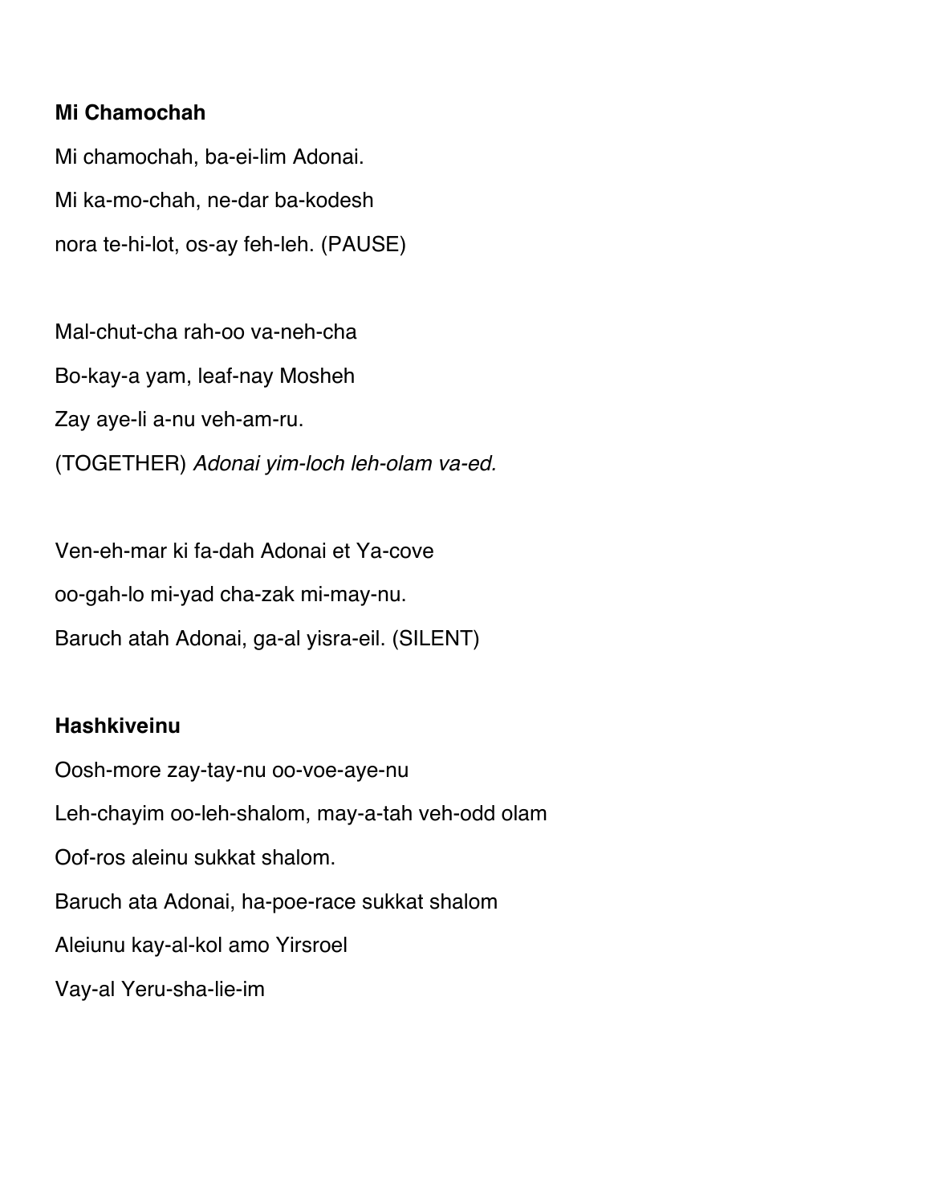**Mi Chamochah**

Mi chamochah, ba-ei-lim Adonai.

Mi ka-mo-chah, ne-dar ba-kodesh

nora te-hi-lot, os-ay feh-leh. (PAUSE)

Mal-chut-cha rah-oo va-neh-cha

Bo-kay-a yam, leaf-nay Mosheh

Zay aye-li a-nu veh-am-ru.

(TOGETHER) *Adonai yim-loch leh-olam va-ed.*

Ven-eh-mar ki fa-dah Adonai et Ya-cove

oo-gah-lo mi-yad cha-zak mi-may-nu.

Baruch atah Adonai, ga-al yisra-eil. (SILENT)

**Hashkiveinu**

Oosh-more zay-tay-nu oo-voe-aye-nu

Leh-chayim oo-leh-shalom, may-a-tah veh-odd olam

Oof-ros aleinu sukkat shalom.

Baruch ata Adonai, ha-poe-race sukkat shalom

Aleiunu kay-al-kol amo Yirsroel

Vay-al Yeru-sha-lie-im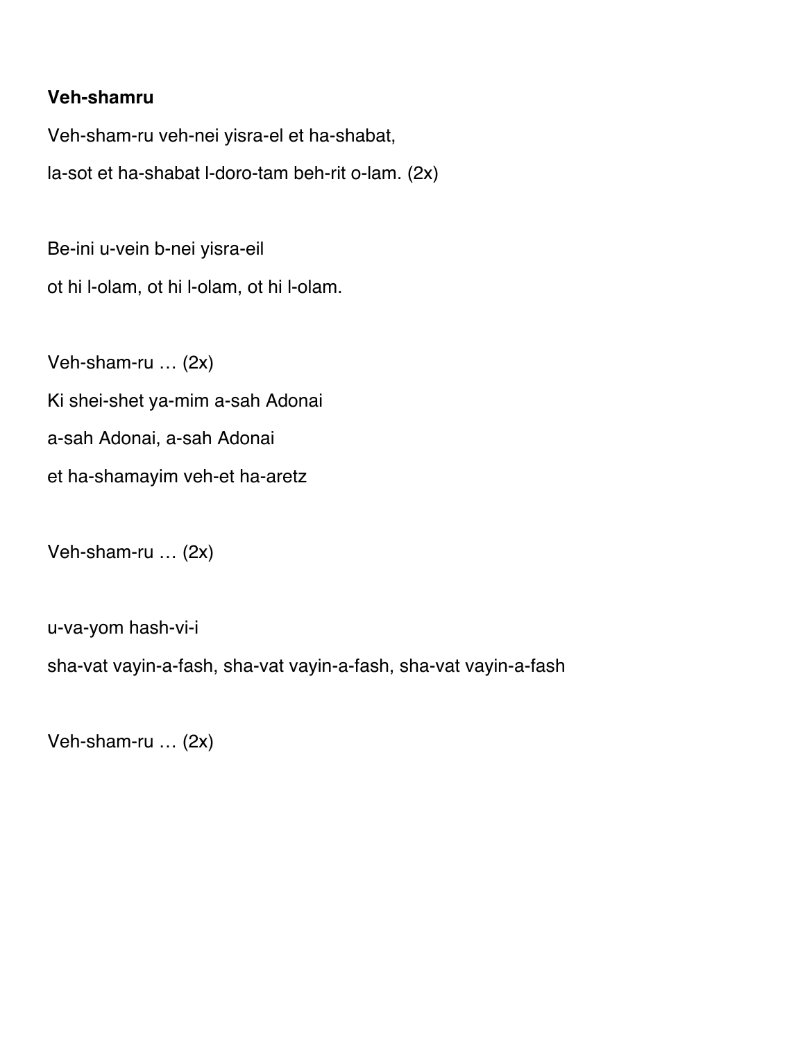**Veh-shamru**

Veh-sham-ru veh-nei yisra-el et ha-shabat,

la-sot et ha-shabat l-doro-tam beh-rit o-lam. (2x)

Be-ini u-vein b-nei yisra-eil

ot hi l-olam, ot hi l-olam, ot hi l-olam.

Veh-sham-ru … (2x)

Ki shei-shet ya-mim a-sah Adonai

a-sah Adonai, a-sah Adonai

et ha-shamayim veh-et ha-aretz

Veh-sham-ru … (2x)

u-va-yom hash-vi-i

sha-vat vayin-a-fash, sha-vat vayin-a-fash, sha-vat vayin-a-fash

Veh-sham-ru … (2x)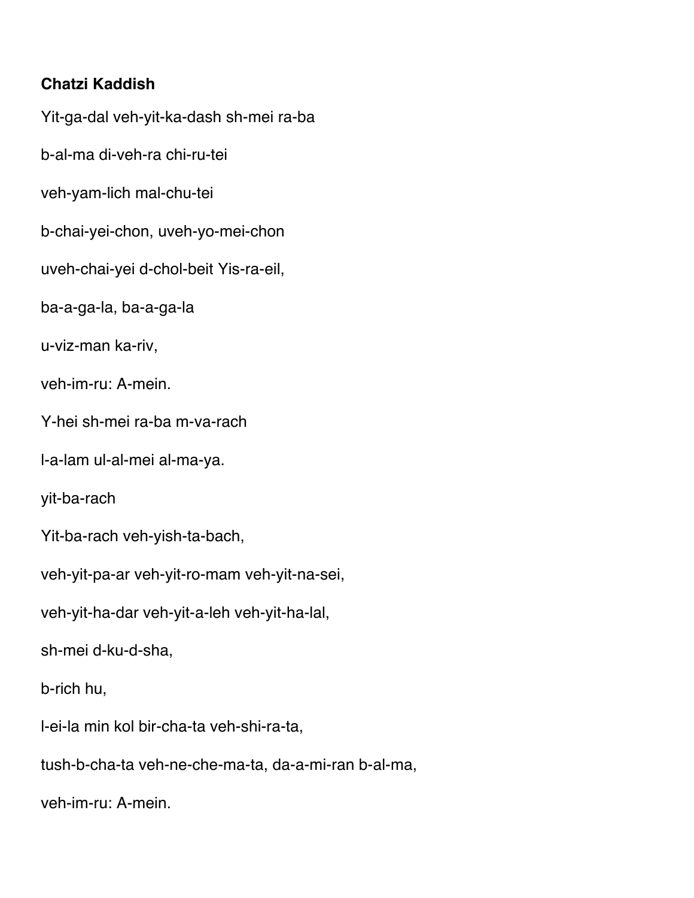**Chatzi Kaddish**

Yit-ga-dal veh-yit-ka-dash sh-mei ra-ba

b-al-ma di-veh-ra chi-ru-tei

veh-yam-lich mal-chu-tei

b-chai-yei-chon, uveh-yo-mei-chon

uveh-chai-yei d-chol-beit Yis-ra-eil,

ba-a-ga-la, ba-a-ga-la

u-viz-man ka-riv,

veh-im-ru: A-mein.

Y-hei sh-mei ra-ba m-va-rach

l-a-lam ul-al-mei al-ma-ya.

yit-ba-rach

Yit-ba-rach veh-yish-ta-bach,

veh-yit-pa-ar veh-yit-ro-mam veh-yit-na-sei,

veh-yit-ha-dar veh-yit-a-leh veh-yit-ha-lal,

sh-mei d-ku-d-sha,

b-rich hu,

l-ei-la min kol bir-cha-ta veh-shi-ra-ta,

tush-b-cha-ta veh-ne-che-ma-ta, da-a-mi-ran b-al-ma,

veh-im-ru: A-mein.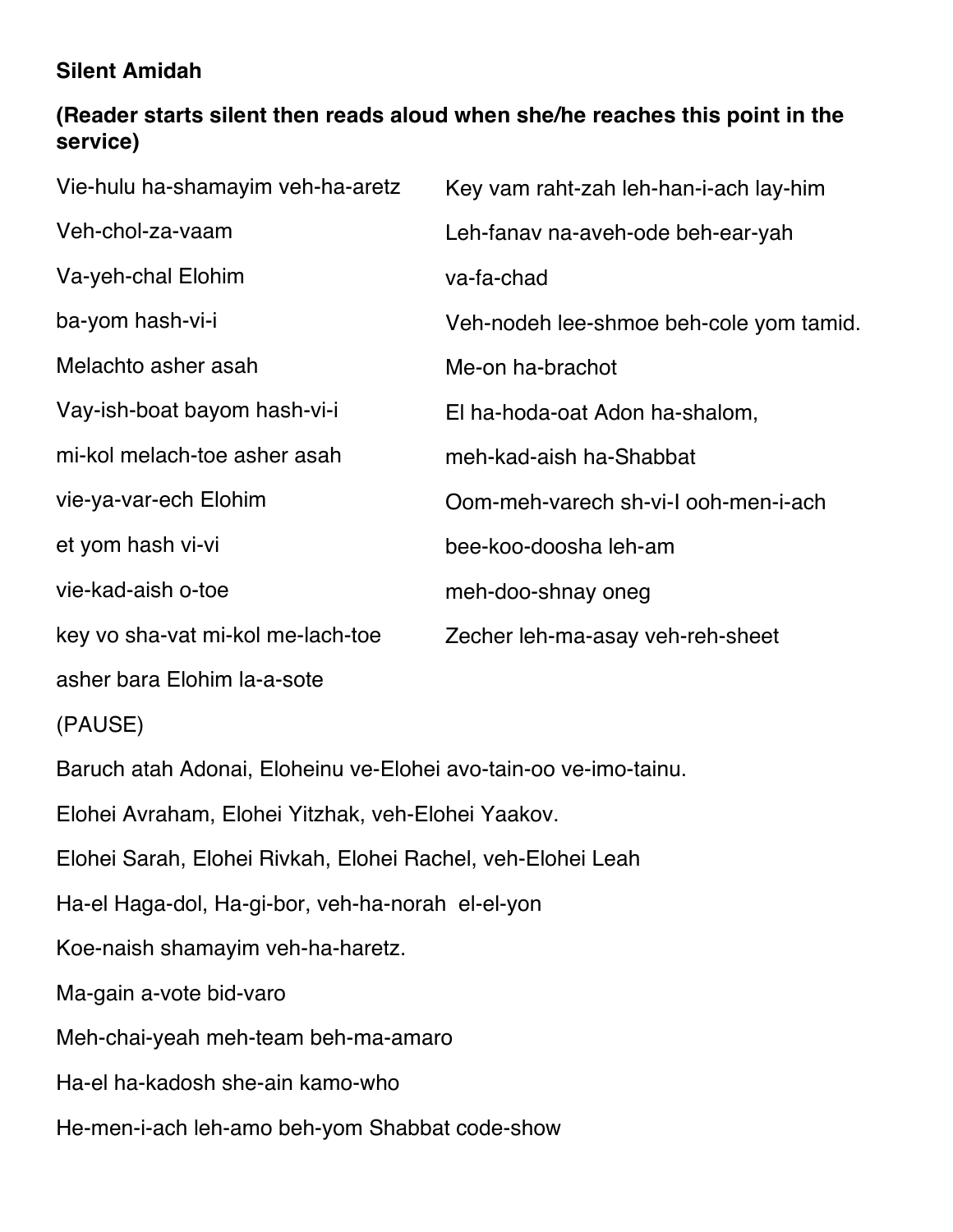**Silent Amidah**

**(Reader starts silent then reads aloud when she/he reaches this point in the service)**

Vie-hulu ha-shamayim veh-ha-aretz

Veh-chol-za-vaam

Va-yeh-chal Elohim

ba-yom hash-vi-i

Melachto asher asah

Vay-ish-boat bayom hash-vi-i

mi-kol melach-toe asher asah

vie-ya-var-ech Elohim

et yom hash vi-vi

vie-kad-aish o-toe

key vo sha-vat mi-kol me-lach-toe

asher bara Elohim la-a-sote

Key vam raht-zah leh-han-i-ach lay-him

Leh-fanav na-aveh-ode beh-ear-yah

va-fa-chad

Veh-nodeh lee-shmoe beh-cole yom tamid.

Me-on ha-brachot

El ha-hoda-oat Adon ha-shalom,

meh-kad-aish ha-Shabbat

Oom-meh-varech sh-vi-I ooh-men-i-ach

bee-koo-doosha leh-am

meh-doo-shnay oneg

Zecher leh-ma-asay veh-reh-sheet

(PAUSE)

Baruch atah Adonai, Eloheinu ve-Elohei avo-tain-oo ve-imo-tainu.

Elohei Avraham, Elohei Yitzhak, veh-Elohei Yaakov.

Elohei Sarah, Elohei Rivkah, Elohei Rachel, veh-Elohei Leah

Ha-el Haga-dol, Ha-gi-bor, veh-ha-norah el-el-yon

Koe-naish shamayim veh-ha-haretz.

Ma-gain a-vote bid-varo

Meh-chai-yeah meh-team beh-ma-amaro

Ha-el ha-kadosh she-ain kamo-who

He-men-i-ach leh-amo beh-yom Shabbat code-show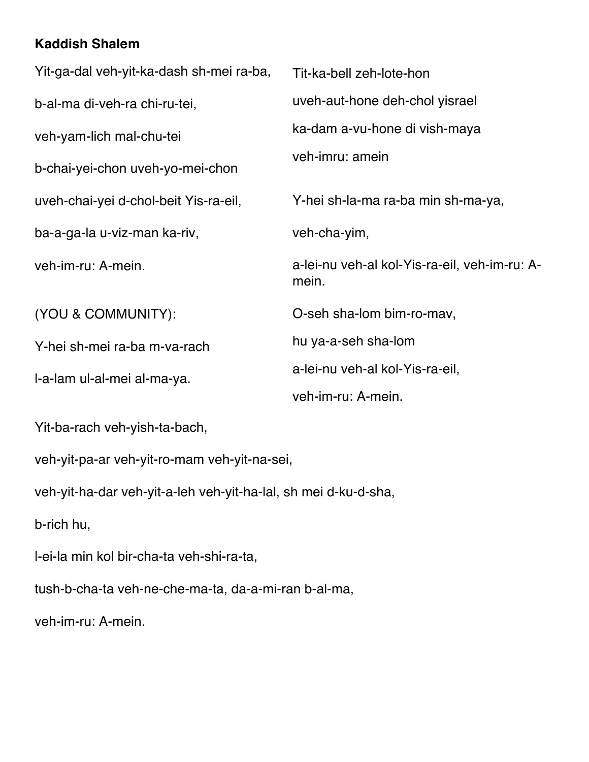**Kaddish Shalem**

Yit-ga-dal veh-yit-ka-dash sh-mei ra-ba,

b-al-ma di-veh-ra chi-ru-tei,

veh-yam-lich mal-chu-tei

b-chai-yei-chon uveh-yo-mei-chon

uveh-chai-yei d-chol-beit Yis-ra-eil,

ba-a-ga-la u-viz-man ka-riv,

veh-im-ru: A-mein.

(YOU & COMMUNITY):

Y-hei sh-mei ra-ba m-va-rach

l-a-lam ul-al-mei al-ma-ya.

Yit-ba-rach veh-yish-ta-bach,

veh-yit-pa-ar veh-yit-ro-mam veh-yit-na-sei,

veh-yit-ha-dar veh-yit-a-leh veh-yit-ha-lal, sh mei d-ku-d-sha,

b-rich hu,

l-ei-la min kol bir-cha-ta veh-shi-ra-ta,

tush-b-cha-ta veh-ne-che-ma-ta, da-a-mi-ran b-al-ma,

veh-im-ru: A-mein.

Tit-ka-bell zeh-lote-hon

uveh-aut-hone deh-chol yisrael

ka-dam a-vu-hone di vish-maya

veh-imru: amein

Y-hei sh-la-ma ra-ba min sh-ma-ya,

veh-cha-yim,

a-lei-nu veh-al kol-Yis-ra-eil, veh-im-ru: A-mein.

O-seh sha-lom bim-ro-mav,

hu ya-a-seh sha-lom

a-lei-nu veh-al kol-Yis-ra-eil,

veh-im-ru: A-mein.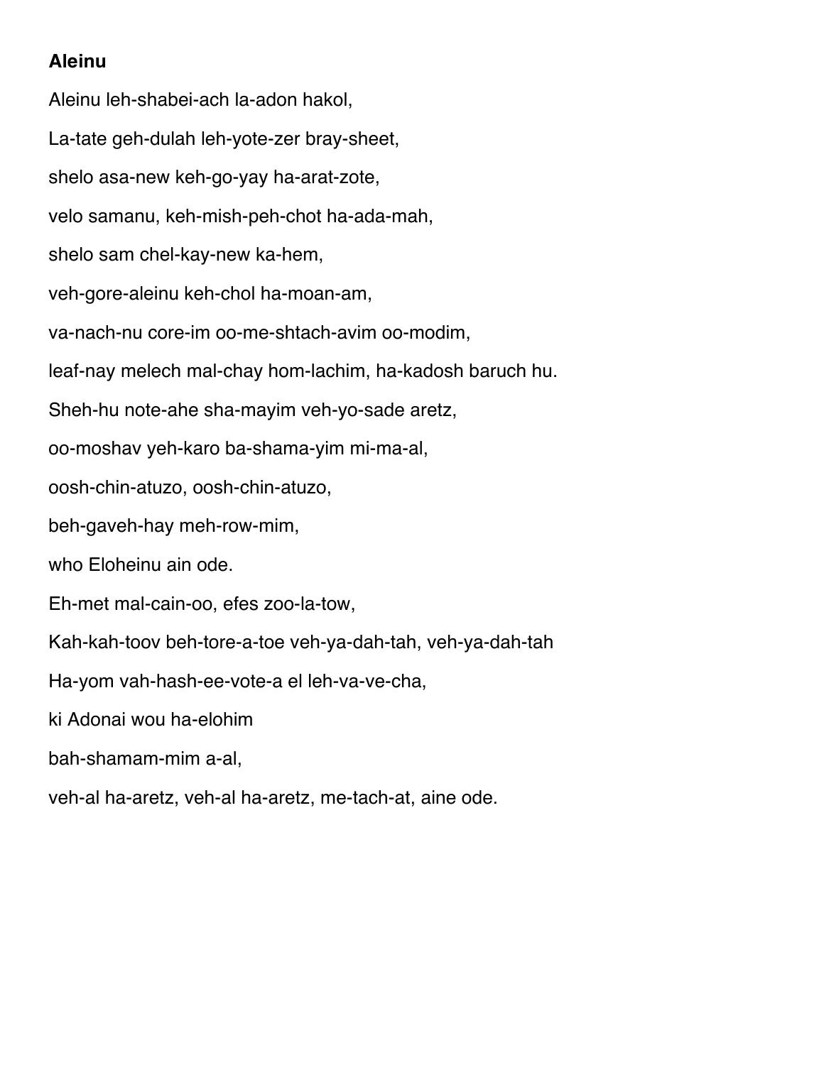**Aleinu**

Aleinu leh-shabei-ach la-adon hakol,

La-tate geh-dulah leh-yote-zer bray-sheet,

shelo asa-new keh-go-yay ha-arat-zote,

velo samanu, keh-mish-peh-chot ha-ada-mah,

shelo sam chel-kay-new ka-hem,

veh-gore-aleinu keh-chol ha-moan-am,

va-nach-nu core-im oo-me-shtach-avim oo-modim,

leaf-nay melech mal-chay hom-lachim, ha-kadosh baruch hu.

Sheh-hu note-ahe sha-mayim veh-yo-sade aretz,

oo-moshav yeh-karo ba-shama-yim mi-ma-al,

oosh-chin-atuzo, oosh-chin-atuzo,

beh-gaveh-hay meh-row-mim,

who Eloheinu ain ode.

Eh-met mal-cain-oo, efes zoo-la-tow,

Kah-kah-toov beh-tore-a-toe veh-ya-dah-tah, veh-ya-dah-tah

Ha-yom vah-hash-ee-vote-a el leh-va-ve-cha,

ki Adonai wou ha-elohim

bah-shamam-mim a-al,

veh-al ha-aretz, veh-al ha-aretz, me-tach-at, aine ode.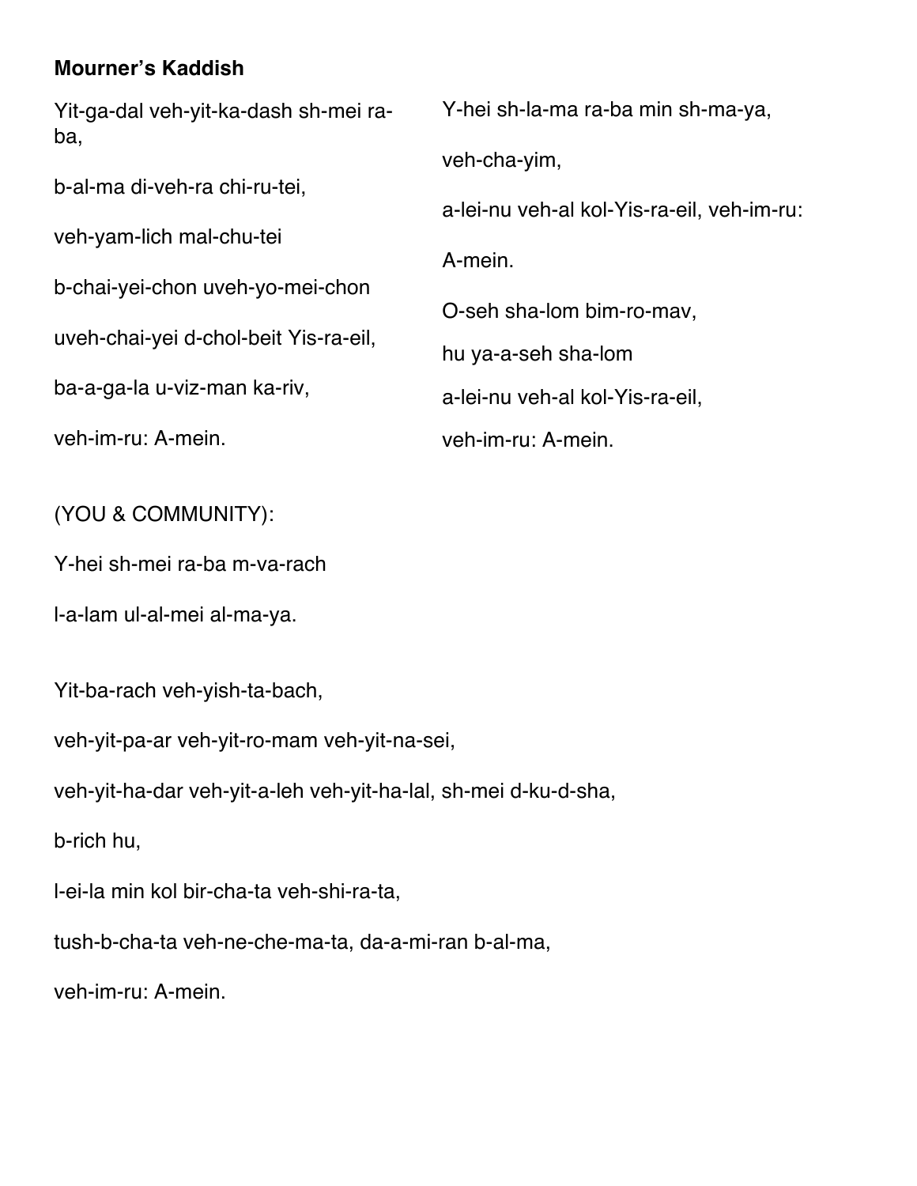**Mourner's Kaddish**

Yit-ga-dal veh-yit-ka-dash sh-mei ra-ba,

b-al-ma di-veh-ra chi-ru-tei,

veh-yam-lich mal-chu-tei

b-chai-yei-chon uveh-yo-mei-chon

uveh-chai-yei d-chol-beit Yis-ra-eil,

ba-a-ga-la u-viz-man ka-riv,

veh-im-ru: A-mein.

Y-hei sh-la-ma ra-ba min sh-ma-ya,

veh-cha-yim,

a-lei-nu veh-al kol-Yis-ra-eil, veh-im-ru:

A-mein.

O-seh sha-lom bim-ro-mav,

hu ya-a-seh sha-lom

a-lei-nu veh-al kol-Yis-ra-eil,

veh-im-ru: A-mein.

(YOU & COMMUNITY):

Y-hei sh-mei ra-ba m-va-rach

l-a-lam ul-al-mei al-ma-ya.

Yit-ba-rach veh-yish-ta-bach,

veh-yit-pa-ar veh-yit-ro-mam veh-yit-na-sei,

veh-yit-ha-dar veh-yit-a-leh veh-yit-ha-lal, sh-mei d-ku-d-sha,

b-rich hu,

l-ei-la min kol bir-cha-ta veh-shi-ra-ta,

tush-b-cha-ta veh-ne-che-ma-ta, da-a-mi-ran b-al-ma,

veh-im-ru: A-mein.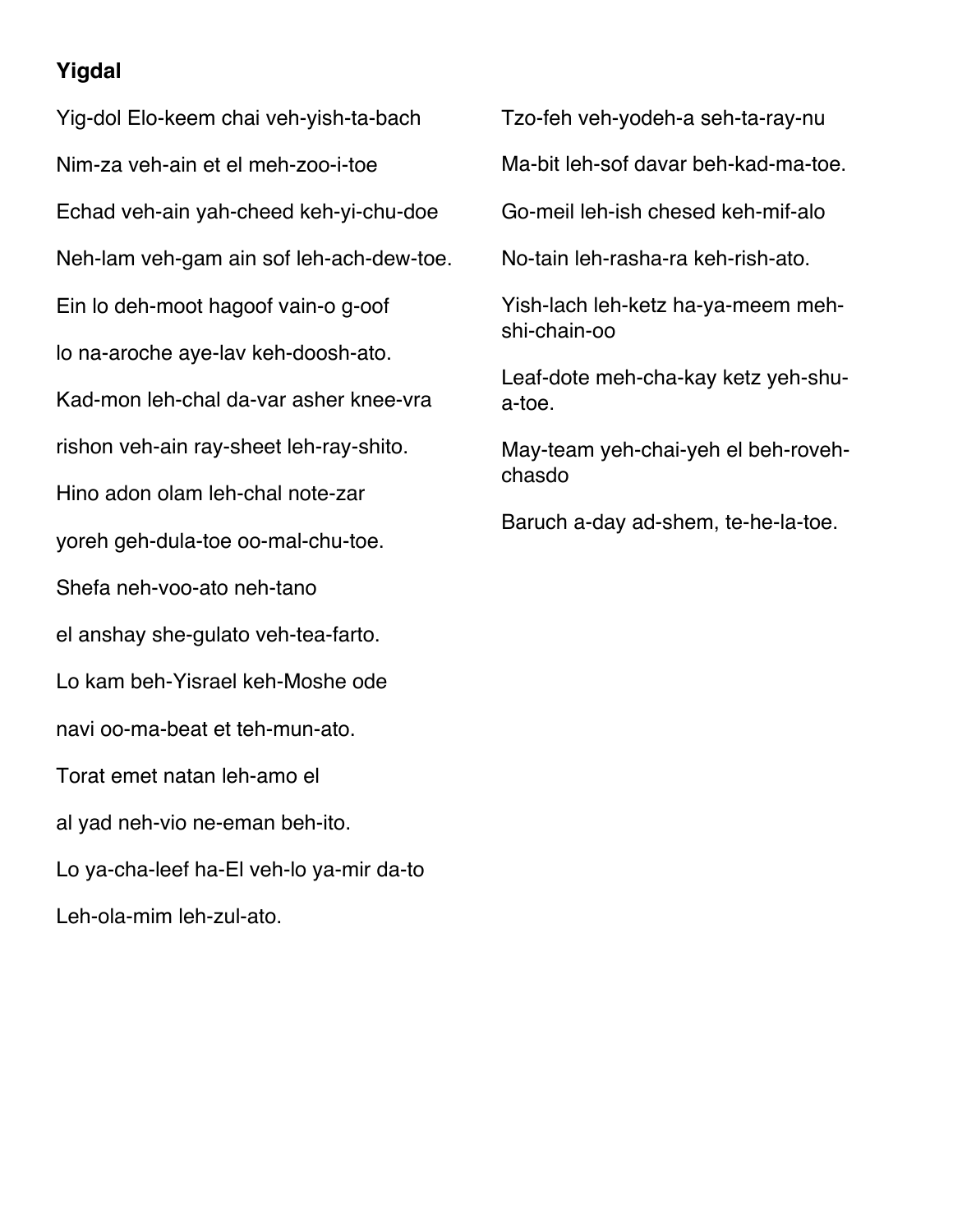**Yigdal**

Yig-dol Elo-keem chai veh-yish-ta-bach

Nim-za veh-ain et el meh-zoo-i-toe

Echad veh-ain yah-cheed keh-yi-chu-doe

Neh-lam veh-gam ain sof leh-ach-dew-toe.

Ein lo deh-moot hagoof vain-o g-oof

lo na-aroche aye-lav keh-doosh-ato.

Kad-mon leh-chal da-var asher knee-vra

rishon veh-ain ray-sheet leh-ray-shito.

Hino adon olam leh-chal note-zar

yoreh geh-dula-toe oo-mal-chu-toe.

Shefa neh-voo-ato neh-tano

el anshay she-gulato veh-tea-farto.

Lo kam beh-Yisrael keh-Moshe ode

navi oo-ma-beat et teh-mun-ato.

Torat emet natan leh-amo el

al yad neh-vio ne-eman beh-ito.

Lo ya-cha-leef ha-El veh-lo ya-mir da-to

Leh-ola-mim leh-zul-ato.

Tzo-feh veh-yodeh-a seh-ta-ray-nu

Ma-bit leh-sof davar beh-kad-ma-toe.

Go-meil leh-ish chesed keh-mif-alo

No-tain leh-rasha-ra keh-rish-ato.

Yish-lach leh-ketz ha-ya-meem meh-shi-chain-oo

Leaf-dote meh-cha-kay ketz yeh-shu-a-toe.

May-team yeh-chai-yeh el beh-roveh-chasdo

Baruch a-day ad-shem, te-he-la-toe.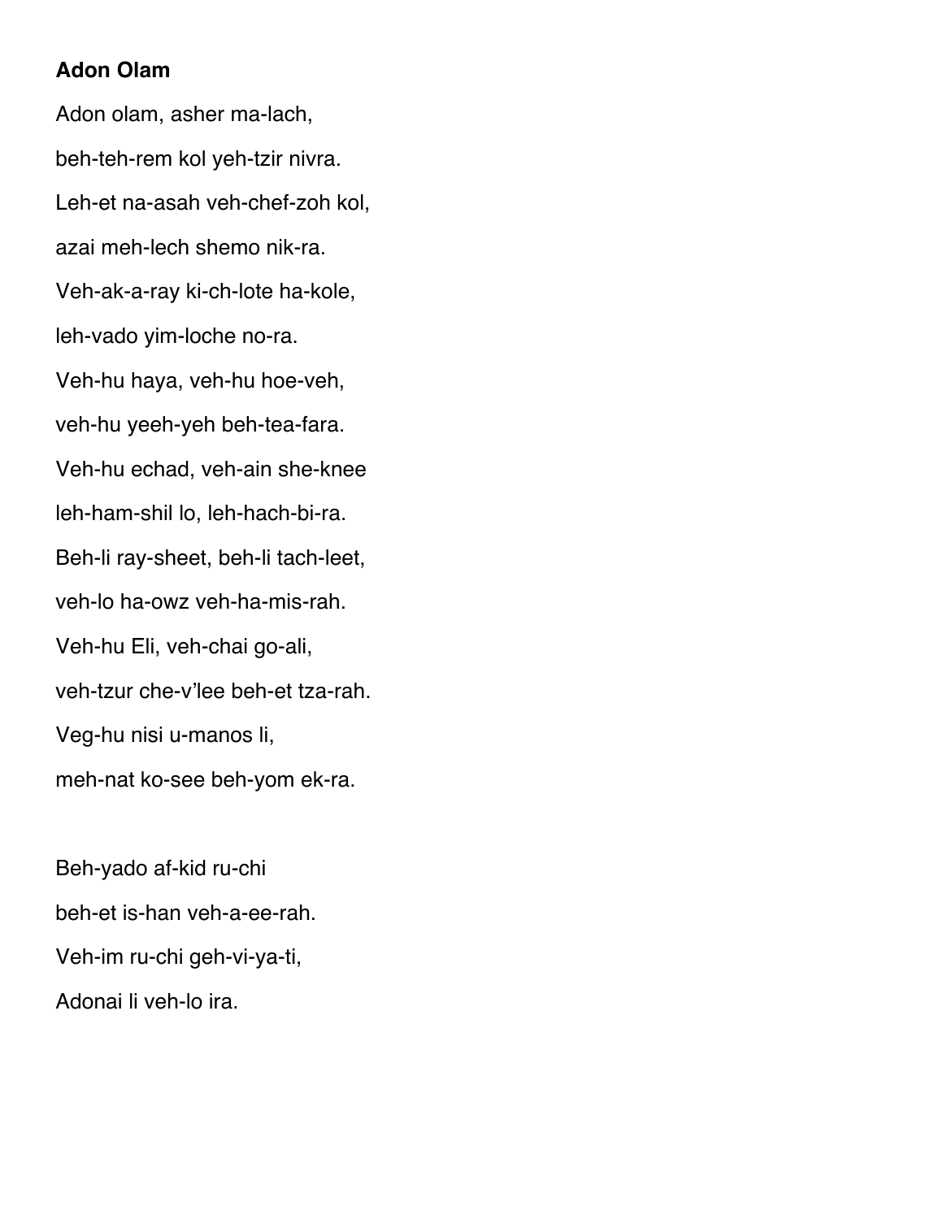**Adon Olam**

Adon olam, asher ma-lach,

beh-teh-rem kol yeh-tzir nivra.

Leh-et na-asah veh-chef-zoh kol,

azai meh-lech shemo nik-ra.

Veh-ak-a-ray ki-ch-lote ha-kole,

leh-vado yim-loche no-ra.

Veh-hu haya, veh-hu hoe-veh,

veh-hu yeeh-yeh beh-tea-fara.

Veh-hu echad, veh-ain she-knee

leh-ham-shil lo, leh-hach-bi-ra.

Beh-li ray-sheet, beh-li tach-leet,

veh-lo ha-owz veh-ha-mis-rah.

Veh-hu Eli, veh-chai go-ali,

veh-tzur che-v'lee beh-et tza-rah.

Veg-hu nisi u-manos li,

meh-nat ko-see beh-yom ek-ra.

Beh-yado af-kid ru-chi

beh-et is-han veh-a-ee-rah.

Veh-im ru-chi geh-vi-ya-ti,

Adonai li veh-lo ira.